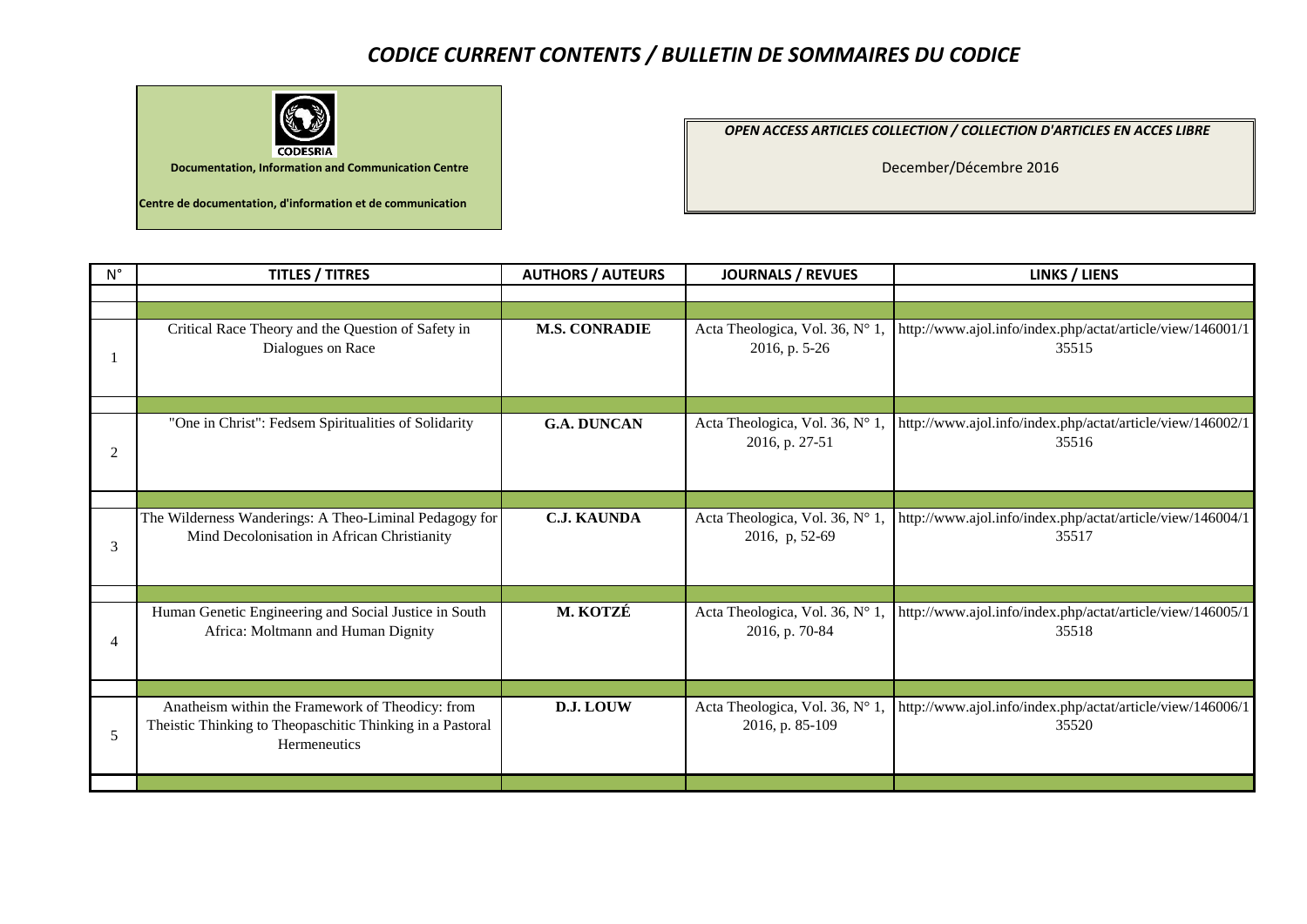# *CODICE CURRENT CONTENTS / BULLETIN DE SOMMAIRES DU CODICE*

CODESRIA

**Documentation, Information and Communication Centre**

**Centre de documentation, d'information et de communication**

***OPEN ACCESS ARTICLES COLLECTION / COLLECTION D'ARTICLES EN ACCES LIBRE***

December/Décembre 2016

| N° | TITLES / TITRES | AUTHORS / AUTEURS | JOURNALS / REVUES | LINKS / LIENS |
|---|---|---|---|---|
| 1 | Critical Race Theory and the Question of Safety in Dialogues on Race | **M.S. CONRADIE** | Acta Theologica, Vol. 36, N° 1, 2016, p. 5-26 | http://www.ajol.info/index.php/actat/article/view/146001/135515 |
| 2 | "One in Christ": Fedsem Spiritualities of Solidarity | **G.A. DUNCAN** | Acta Theologica, Vol. 36, N° 1, 2016, p. 27-51 | http://www.ajol.info/index.php/actat/article/view/146002/135516 |
| 3 | The Wilderness Wanderings: A Theo-Liminal Pedagogy for Mind Decolonisation in African Christianity | **C.J. KAUNDA** | Acta Theologica, Vol. 36, N° 1, 2016, p, 52-69 | http://www.ajol.info/index.php/actat/article/view/146004/135517 |
| 4 | Human Genetic Engineering and Social Justice in South Africa: Moltmann and Human Dignity | **M. KOTZÉ** | Acta Theologica, Vol. 36, N° 1, 2016, p. 70-84 | http://www.ajol.info/index.php/actat/article/view/146005/135518 |
| 5 | Anatheism within the Framework of Theodicy: from Theistic Thinking to Theopaschitic Thinking in a Pastoral Hermeneutics | **D.J. LOUW** | Acta Theologica, Vol. 36, N° 1, 2016, p. 85-109 | http://www.ajol.info/index.php/actat/article/view/146006/135520 |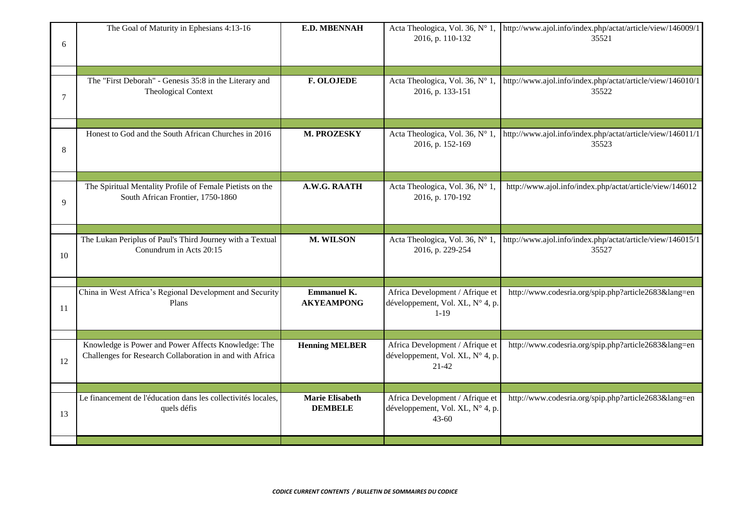| | | | | |
|---|---|---|---|---|
| 6 | The Goal of Maturity in Ephesians 4:13-16 | **E.D. MBENNAH** | Acta Theologica, Vol. 36, N° 1, 2016, p. 110-132 | http://www.ajol.info/index.php/actat/article/view/146009/135521 |
| | | | | |
| 7 | The "First Deborah" - Genesis 35:8 in the Literary and Theological Context | **F. OLOJEDE** | Acta Theologica, Vol. 36, N° 1, 2016, p. 133-151 | http://www.ajol.info/index.php/actat/article/view/146010/135522 |
| | | | | |
| 8 | Honest to God and the South African Churches in 2016 | **M. PROZESKY** | Acta Theologica, Vol. 36, N° 1, 2016, p. 152-169 | http://www.ajol.info/index.php/actat/article/view/146011/135523 |
| | | | | |
| 9 | The Spiritual Mentality Profile of Female Pietists on the South African Frontier, 1750-1860 | **A.W.G. RAATH** | Acta Theologica, Vol. 36, N° 1, 2016, p. 170-192 | http://www.ajol.info/index.php/actat/article/view/146012 |
| | | | | |
| 10 | The Lukan Periplus of Paul's Third Journey with a Textual Conundrum in Acts 20:15 | **M. WILSON** | Acta Theologica, Vol. 36, N° 1, 2016, p. 229-254 | http://www.ajol.info/index.php/actat/article/view/146015/135527 |
| | | | | |
| 11 | China in West Africa's Regional Development and Security Plans | **Emmanuel K. AKYEAMPONG** | Africa Development / Afrique et développement, Vol. XL, N° 4, p. 1-19 | http://www.codesria.org/spip.php?article2683&lang=en |
| | | | | |
| 12 | Knowledge is Power and Power Affects Knowledge: The Challenges for Research Collaboration in and with Africa | **Henning MELBER** | Africa Development / Afrique et développement, Vol. XL, N° 4, p. 21-42 | http://www.codesria.org/spip.php?article2683&lang=en |
| | | | | |
| 13 | Le financement de l'éducation dans les collectivités locales, quels défis | **Marie Elisabeth DEMBELE** | Africa Development / Afrique et développement, Vol. XL, N° 4, p. 43-60 | http://www.codesria.org/spip.php?article2683&lang=en |
| | | | | |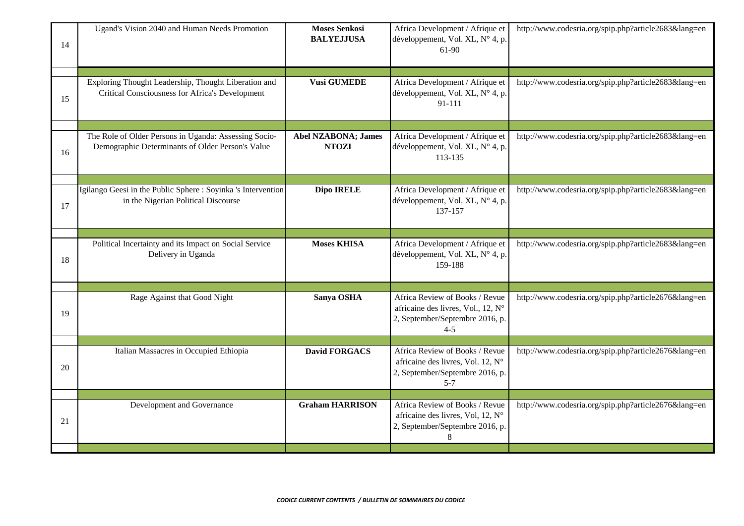| | | | | |
|---|---|---|---|---|
| 14 | Ugand's Vision 2040 and Human Needs Promotion | **Moses Senkosi BALYEJJUSA** | Africa Development / Afrique et développement, Vol. XL, N° 4, p. 61-90 | http://www.codesria.org/spip.php?article2683&lang=en |
| | | | | |
| 15 | Exploring Thought Leadership, Thought Liberation and Critical Consciousness for Africa's Development | **Vusi GUMEDE** | Africa Development / Afrique et développement, Vol. XL, N° 4, p. 91-111 | http://www.codesria.org/spip.php?article2683&lang=en |
| | | | | |
| 16 | The Role of Older Persons in Uganda: Assessing Socio-Demographic Determinants of Older Person's Value | **Abel NZABONA; James NTOZI** | Africa Development / Afrique et développement, Vol. XL, N° 4, p. 113-135 | http://www.codesria.org/spip.php?article2683&lang=en |
| | | | | |
| 17 | Igilango Geesi in the Public Sphere : Soyinka 's Intervention in the Nigerian Political Discourse | **Dipo IRELE** | Africa Development / Afrique et développement, Vol. XL, N° 4, p. 137-157 | http://www.codesria.org/spip.php?article2683&lang=en |
| | | | | |
| 18 | Political Incertainty and its Impact on Social Service Delivery in Uganda | **Moses KHISA** | Africa Development / Afrique et développement, Vol. XL, N° 4, p. 159-188 | http://www.codesria.org/spip.php?article2683&lang=en |
| | | | | |
| 19 | Rage Against that Good Night | **Sanya OSHA** | Africa Review of Books / Revue africaine des livres, Vol., 12, N° 2, September/Septembre 2016, p. 4-5 | http://www.codesria.org/spip.php?article2676&lang=en |
| | | | | |
| 20 | Italian Massacres in Occupied Ethiopia | **David FORGACS** | Africa Review of Books / Revue africaine des livres, Vol. 12, N° 2, September/Septembre 2016, p. 5-7 | http://www.codesria.org/spip.php?article2676&lang=en |
| | | | | |
| 21 | Development and Governance | **Graham HARRISON** | Africa Review of Books / Revue africaine des livres, Vol, 12, N° 2, September/Septembre 2016, p. 8 | http://www.codesria.org/spip.php?article2676&lang=en |
| | | | | |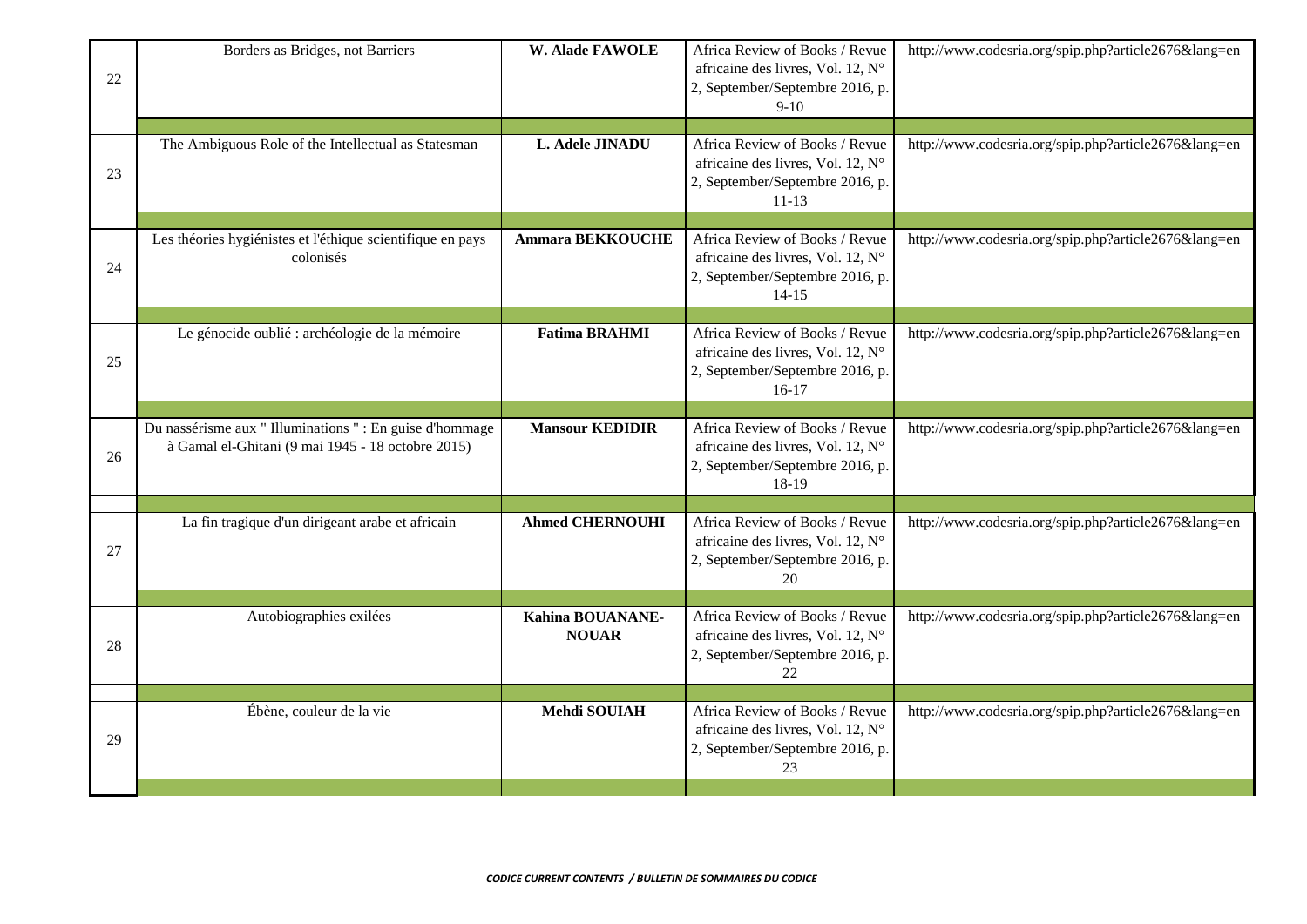| | | | | |
|---|---|---|---|---|
| 22 | Borders as Bridges, not Barriers | **W. Alade FAWOLE** | Africa Review of Books / Revue africaine des livres, Vol. 12, N° 2, September/Septembre 2016, p. 9-10 | http://www.codesria.org/spip.php?article2676&lang=en |
| | | | | |
| 23 | The Ambiguous Role of the Intellectual as Statesman | **L. Adele JINADU** | Africa Review of Books / Revue africaine des livres, Vol. 12, N° 2, September/Septembre 2016, p. 11-13 | http://www.codesria.org/spip.php?article2676&lang=en |
| | | | | |
| 24 | Les théories hygiénistes et l'éthique scientifique en pays colonisés | **Ammara BEKKOUCHE** | Africa Review of Books / Revue africaine des livres, Vol. 12, N° 2, September/Septembre 2016, p. 14-15 | http://www.codesria.org/spip.php?article2676&lang=en |
| | | | | |
| 25 | Le génocide oublié : archéologie de la mémoire | **Fatima BRAHMI** | Africa Review of Books / Revue africaine des livres, Vol. 12, N° 2, September/Septembre 2016, p. 16-17 | http://www.codesria.org/spip.php?article2676&lang=en |
| | | | | |
| 26 | Du nassérisme aux " Illuminations " : En guise d'hommage à Gamal el-Ghitani (9 mai 1945 - 18 octobre 2015) | **Mansour KEDIDIR** | Africa Review of Books / Revue africaine des livres, Vol. 12, N° 2, September/Septembre 2016, p. 18-19 | http://www.codesria.org/spip.php?article2676&lang=en |
| | | | | |
| 27 | La fin tragique d'un dirigeant arabe et africain | **Ahmed CHERNOUHI** | Africa Review of Books / Revue africaine des livres, Vol. 12, N° 2, September/Septembre 2016, p. 20 | http://www.codesria.org/spip.php?article2676&lang=en |
| | | | | |
| 28 | Autobiographies exilées | **Kahina BOUANANE-NOUAR** | Africa Review of Books / Revue africaine des livres, Vol. 12, N° 2, September/Septembre 2016, p. 22 | http://www.codesria.org/spip.php?article2676&lang=en |
| | | | | |
| 29 | Ébène, couleur de la vie | **Mehdi SOUIAH** | Africa Review of Books / Revue africaine des livres, Vol. 12, N° 2, September/Septembre 2016, p. 23 | http://www.codesria.org/spip.php?article2676&lang=en |
| | | | | |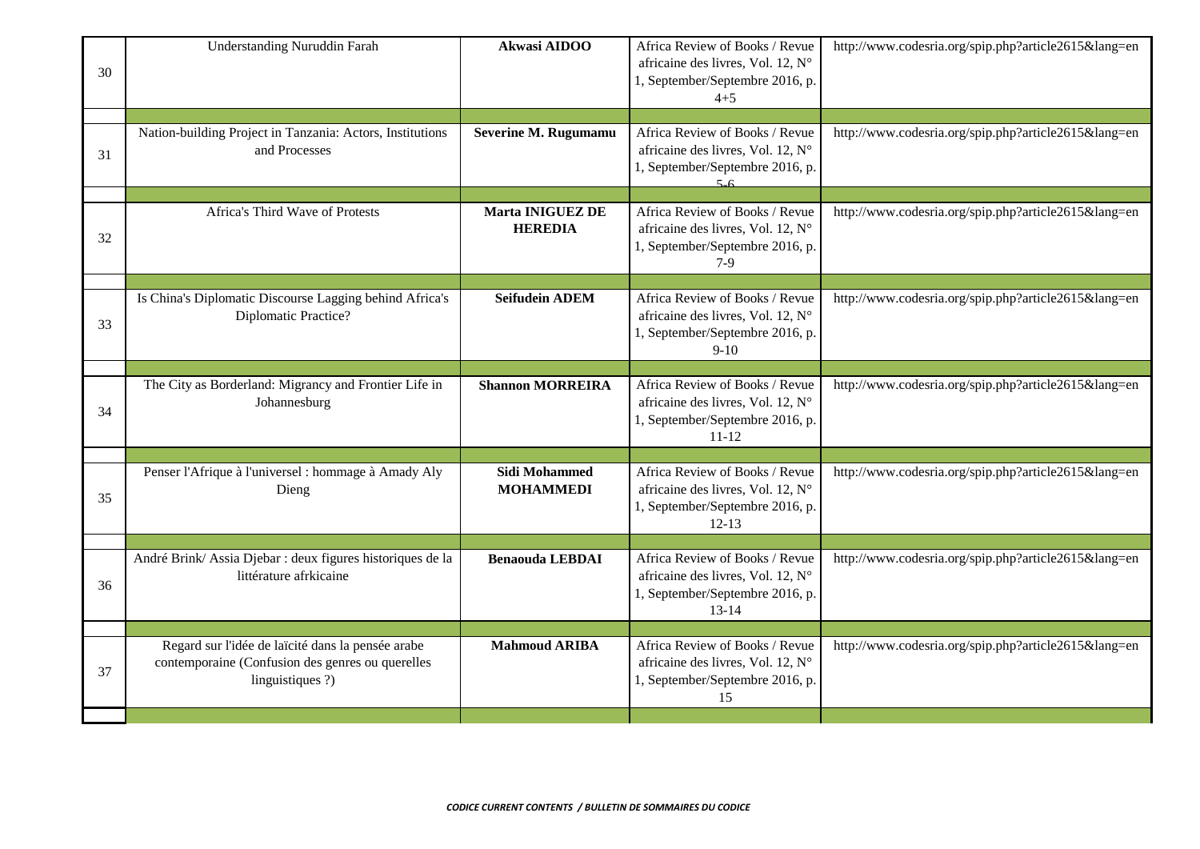| | | | | |
|---|---|---|---|---|
| 30 | Understanding Nuruddin Farah | **Akwasi AIDOO** | Africa Review of Books / Revue africaine des livres, Vol. 12, N° 1, September/Septembre 2016, p. 4+5 | http://www.codesria.org/spip.php?article2615&lang=en |
| | | | | |
| 31 | Nation-building Project in Tanzania: Actors, Institutions and Processes | **Severine M. Rugumamu** | Africa Review of Books / Revue africaine des livres, Vol. 12, N° 1, September/Septembre 2016, p. 5-6 | http://www.codesria.org/spip.php?article2615&lang=en |
| | | | | |
| 32 | Africa's Third Wave of Protests | **Marta INIGUEZ DE HEREDIA** | Africa Review of Books / Revue africaine des livres, Vol. 12, N° 1, September/Septembre 2016, p. 7-9 | http://www.codesria.org/spip.php?article2615&lang=en |
| | | | | |
| 33 | Is China's Diplomatic Discourse Lagging behind Africa's Diplomatic Practice? | **Seifudein ADEM** | Africa Review of Books / Revue africaine des livres, Vol. 12, N° 1, September/Septembre 2016, p. 9-10 | http://www.codesria.org/spip.php?article2615&lang=en |
| | | | | |
| 34 | The City as Borderland: Migrancy and Frontier Life in Johannesburg | **Shannon MORREIRA** | Africa Review of Books / Revue africaine des livres, Vol. 12, N° 1, September/Septembre 2016, p. 11-12 | http://www.codesria.org/spip.php?article2615&lang=en |
| | | | | |
| 35 | Penser l'Afrique à l'universel : hommage à Amady Aly Dieng | **Sidi Mohammed MOHAMMEDI** | Africa Review of Books / Revue africaine des livres, Vol. 12, N° 1, September/Septembre 2016, p. 12-13 | http://www.codesria.org/spip.php?article2615&lang=en |
| | | | | |
| 36 | André Brink/ Assia Djebar : deux figures historiques de la littérature afrkicaine | **Benaouda LEBDAI** | Africa Review of Books / Revue africaine des livres, Vol. 12, N° 1, September/Septembre 2016, p. 13-14 | http://www.codesria.org/spip.php?article2615&lang=en |
| | | | | |
| 37 | Regard sur l'idée de laïcité dans la pensée arabe contemporaine (Confusion des genres ou querelles linguistiques ?) | **Mahmoud ARIBA** | Africa Review of Books / Revue africaine des livres, Vol. 12, N° 1, September/Septembre 2016, p. 15 | http://www.codesria.org/spip.php?article2615&lang=en |
| | | | | |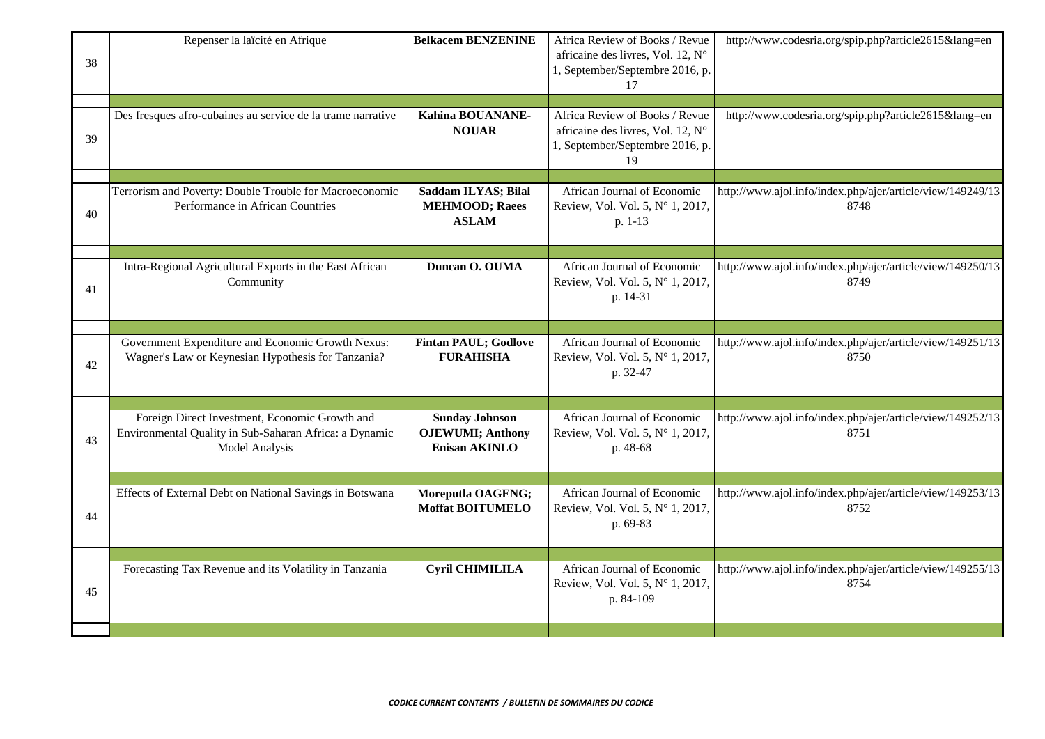| | | | | |
|---|---|---|---|---|
| 38 | Repenser la laïcité en Afrique | **Belkacem BENZENINE** | Africa Review of Books / Revue africaine des livres, Vol. 12, N° 1, September/Septembre 2016, p. 17 | http://www.codesria.org/spip.php?article2615&lang=en |
| | | | | |
| 39 | Des fresques afro-cubaines au service de la trame narrative | **Kahina BOUANANE-NOUAR** | Africa Review of Books / Revue africaine des livres, Vol. 12, N° 1, September/Septembre 2016, p. 19 | http://www.codesria.org/spip.php?article2615&lang=en |
| | | | | |
| 40 | Terrorism and Poverty: Double Trouble for Macroeconomic Performance in African Countries | **Saddam ILYAS; Bilal MEHMOOD; Raees ASLAM** | African Journal of Economic Review, Vol. Vol. 5, N° 1, 2017, p. 1-13 | http://www.ajol.info/index.php/ajer/article/view/149249/138748 |
| | | | | |
| 41 | Intra-Regional Agricultural Exports in the East African Community | **Duncan O. OUMA** | African Journal of Economic Review, Vol. Vol. 5, N° 1, 2017, p. 14-31 | http://www.ajol.info/index.php/ajer/article/view/149250/138749 |
| | | | | |
| 42 | Government Expenditure and Economic Growth Nexus: Wagner's Law or Keynesian Hypothesis for Tanzania? | **Fintan PAUL; Godlove FURAHISHA** | African Journal of Economic Review, Vol. Vol. 5, N° 1, 2017, p. 32-47 | http://www.ajol.info/index.php/ajer/article/view/149251/138750 |
| | | | | |
| 43 | Foreign Direct Investment, Economic Growth and Environmental Quality in Sub-Saharan Africa: a Dynamic Model Analysis | **Sunday Johnson OJEWUMI; Anthony Enisan AKINLO** | African Journal of Economic Review, Vol. Vol. 5, N° 1, 2017, p. 48-68 | http://www.ajol.info/index.php/ajer/article/view/149252/138751 |
| | | | | |
| 44 | Effects of External Debt on National Savings in Botswana | **Moreputla OAGENG; Moffat BOITUMELO** | African Journal of Economic Review, Vol. Vol. 5, N° 1, 2017, p. 69-83 | http://www.ajol.info/index.php/ajer/article/view/149253/138752 |
| | | | | |
| 45 | Forecasting Tax Revenue and its Volatility in Tanzania | **Cyril CHIMILILA** | African Journal of Economic Review, Vol. Vol. 5, N° 1, 2017, p. 84-109 | http://www.ajol.info/index.php/ajer/article/view/149255/138754 |
| | | | | |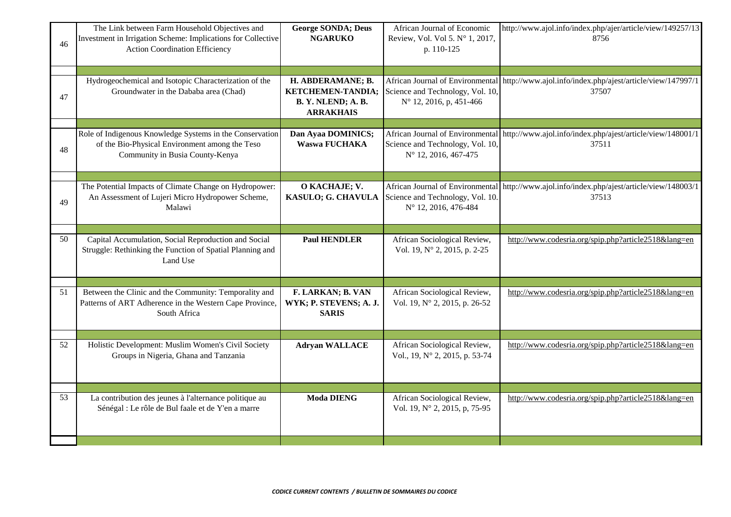| | | | | |
|---|---|---|---|---|
| 46 | The Link between Farm Household Objectives and Investment in Irrigation Scheme: Implications for Collective Action Coordination Efficiency | **George SONDA; Deus NGARUKO** | African Journal of Economic Review, Vol. Vol 5. N° 1, 2017, p. 110-125 | http://www.ajol.info/index.php/ajer/article/view/149257/138756 |
| | | | | |
| 47 | Hydrogeochemical and Isotopic Characterization of the Groundwater in the Dababa area (Chad) | **H. ABDERAMANE; B. KETCHEMEN-TANDIA; B. Y. NLEND; A. B. ARRAKHAIS** | African Journal of Environmental Science and Technology, Vol. 10, N° 12, 2016, p, 451-466 | http://www.ajol.info/index.php/ajest/article/view/147997/137507 |
| | | | | |
| 48 | Role of Indigenous Knowledge Systems in the Conservation of the Bio-Physical Environment among the Teso Community in Busia County-Kenya | **Dan Ayaa DOMINICS; Waswa FUCHAKA** | African Journal of Environmental Science and Technology, Vol. 10, N° 12, 2016, 467-475 | http://www.ajol.info/index.php/ajest/article/view/148001/137511 |
| | | | | |
| 49 | The Potential Impacts of Climate Change on Hydropower: An Assessment of Lujeri Micro Hydropower Scheme, Malawi | **O KACHAJE; V. KASULO; G. CHAVULA** | African Journal of Environmental Science and Technology, Vol. 10. N° 12, 2016, 476-484 | http://www.ajol.info/index.php/ajest/article/view/148003/137513 |
| | | | | |
| 50 | Capital Accumulation, Social Reproduction and Social Struggle: Rethinking the Function of Spatial Planning and Land Use | **Paul HENDLER** | African Sociological Review, Vol. 19, N° 2, 2015, p. 2-25 | http://www.codesria.org/spip.php?article2518&lang=en |
| | | | | |
| 51 | Between the Clinic and the Community: Temporality and Patterns of ART Adherence in the Western Cape Province, South Africa | **F. LARKAN; B. VAN WYK; P. STEVENS; A. J. SARIS** | African Sociological Review, Vol. 19, N° 2, 2015, p. 26-52 | http://www.codesria.org/spip.php?article2518&lang=en |
| | | | | |
| 52 | Holistic Development: Muslim Women's Civil Society Groups in Nigeria, Ghana and Tanzania | **Adryan WALLACE** | African Sociological Review, Vol., 19, N° 2, 2015, p. 53-74 | http://www.codesria.org/spip.php?article2518&lang=en |
| | | | | |
| 53 | La contribution des jeunes à l'alternance politique au Sénégal : Le rôle de Bul faale et de Y'en a marre | **Moda DIENG** | African Sociological Review, Vol. 19, N° 2, 2015, p, 75-95 | http://www.codesria.org/spip.php?article2518&lang=en |
| | | | | |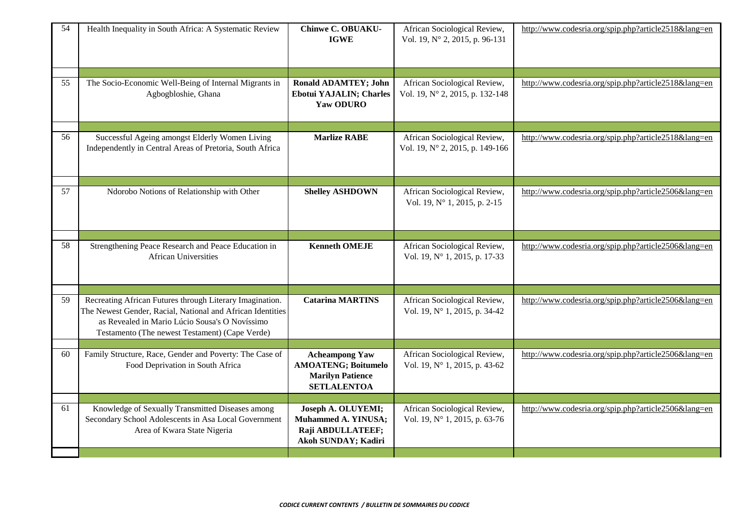| 54 | Health Inequality in South Africa: A Systematic Review | **Chinwe C. OBUAKU-IGWE** | African Sociological Review, Vol. 19, N° 2, 2015, p. 96-131 | http://www.codesria.org/spip.php?article2518&lang=en |
|---|---|---|---|---|
| | | | | |
| 55 | The Socio-Economic Well-Being of Internal Migrants in Agbogbloshie, Ghana | **Ronald ADAMTEY; John Ebotui YAJALIN; Charles Yaw ODURO** | African Sociological Review, Vol. 19, N° 2, 2015, p. 132-148 | http://www.codesria.org/spip.php?article2518&lang=en |
| | | | | |
| 56 | Successful Ageing amongst Elderly Women Living Independently in Central Areas of Pretoria, South Africa | **Marlize RABE** | African Sociological Review, Vol. 19, N° 2, 2015, p. 149-166 | http://www.codesria.org/spip.php?article2518&lang=en |
| | | | | |
| 57 | Ndorobo Notions of Relationship with Other | **Shelley ASHDOWN** | African Sociological Review, Vol. 19, N° 1, 2015, p. 2-15 | http://www.codesria.org/spip.php?article2506&lang=en |
| | | | | |
| 58 | Strengthening Peace Research and Peace Education in African Universities | **Kenneth OMEJE** | African Sociological Review, Vol. 19, N° 1, 2015, p. 17-33 | http://www.codesria.org/spip.php?article2506&lang=en |
| | | | | |
| 59 | Recreating African Futures through Literary Imagination. The Newest Gender, Racial, National and African Identities as Revealed in Mario Lúcio Sousa's O Novíssimo Testamento (The newest Testament) (Cape Verde) | **Catarina MARTINS** | African Sociological Review, Vol. 19, N° 1, 2015, p. 34-42 | http://www.codesria.org/spip.php?article2506&lang=en |
| | | | | |
| 60 | Family Structure, Race, Gender and Poverty: The Case of Food Deprivation in South Africa | **Acheampong Yaw AMOATENG; Boitumelo Marilyn Patience SETLALENTOA** | African Sociological Review, Vol. 19, N° 1, 2015, p. 43-62 | http://www.codesria.org/spip.php?article2506&lang=en |
| | | | | |
| 61 | Knowledge of Sexually Transmitted Diseases among Secondary School Adolescents in Asa Local Government Area of Kwara State Nigeria | **Joseph A. OLUYEMI; Muhammed A. YINUSA; Raji ABDULLATEEF; Akoh SUNDAY; Kadiri** | African Sociological Review, Vol. 19, N° 1, 2015, p. 63-76 | http://www.codesria.org/spip.php?article2506&lang=en |
| | | | | |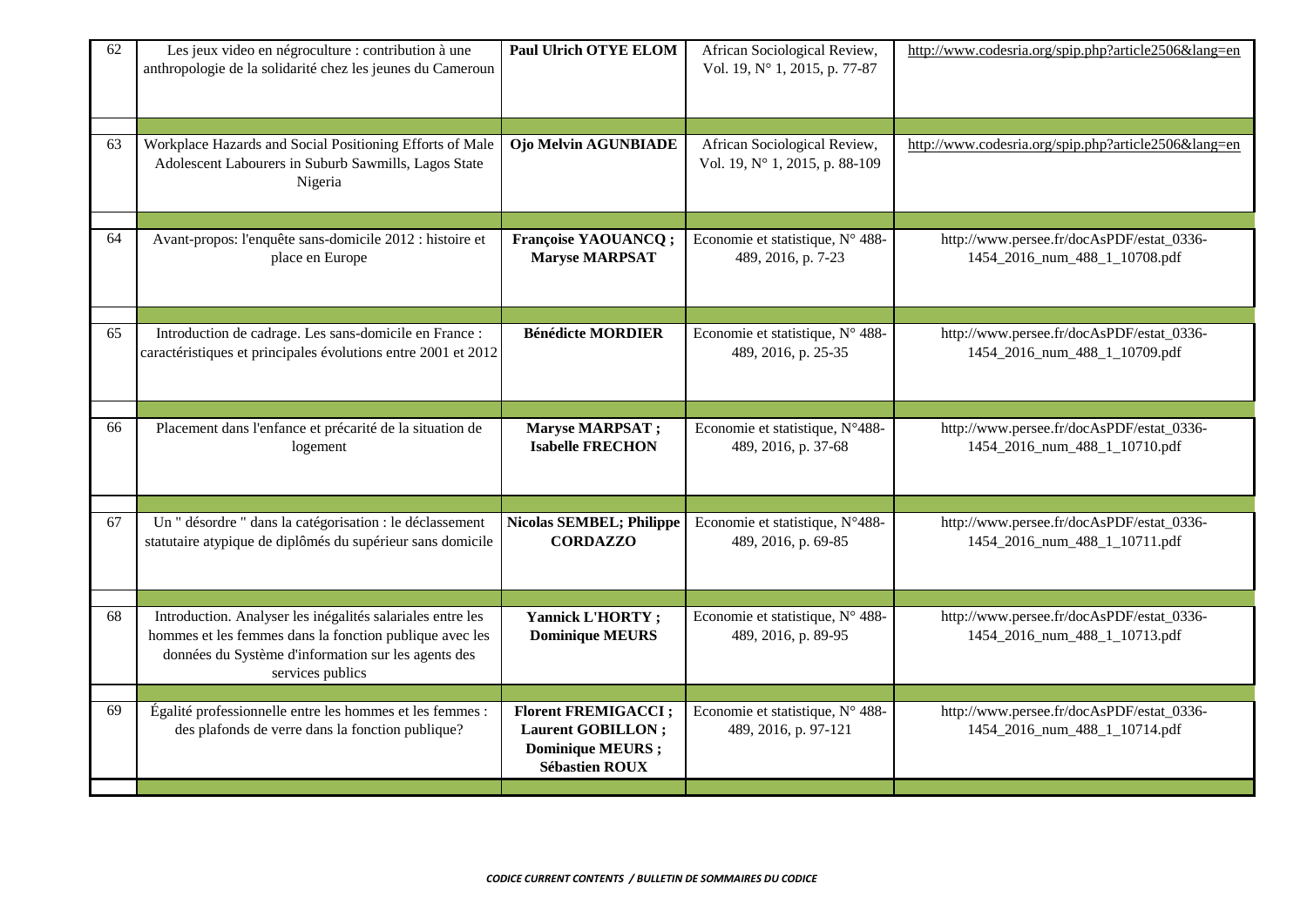| | | | | |
|---|---|---|---|---|
| 62 | Les jeux video en négroculture : contribution à une anthropologie de la solidarité chez les jeunes du Cameroun | **Paul Ulrich OTYE ELOM** | African Sociological Review, Vol. 19, N° 1, 2015, p. 77-87 | http://www.codesria.org/spip.php?article2506&lang=en |
| | | | | |
| 63 | Workplace Hazards and Social Positioning Efforts of Male Adolescent Labourers in Suburb Sawmills, Lagos State Nigeria | **Ojo Melvin AGUNBIADE** | African Sociological Review, Vol. 19, N° 1, 2015, p. 88-109 | http://www.codesria.org/spip.php?article2506&lang=en |
| | | | | |
| 64 | Avant-propos: l'enquête sans-domicile 2012 : histoire et place en Europe | **Françoise YAOUANCQ ; Maryse MARPSAT** | Economie et statistique, N° 488-489, 2016, p. 7-23 | http://www.persee.fr/docAsPDF/estat_0336-1454_2016_num_488_1_10708.pdf |
| | | | | |
| 65 | Introduction de cadrage. Les sans-domicile en France : caractéristiques et principales évolutions entre 2001 et 2012 | **Bénédicte MORDIER** | Economie et statistique, N° 488-489, 2016, p. 25-35 | http://www.persee.fr/docAsPDF/estat_0336-1454_2016_num_488_1_10709.pdf |
| | | | | |
| 66 | Placement dans l'enfance et précarité de la situation de logement | **Maryse MARPSAT ; Isabelle FRECHON** | Economie et statistique, N°488-489, 2016, p. 37-68 | http://www.persee.fr/docAsPDF/estat_0336-1454_2016_num_488_1_10710.pdf |
| | | | | |
| 67 | Un " désordre " dans la catégorisation : le déclassement statutaire atypique de diplômés du supérieur sans domicile | **Nicolas SEMBEL; Philippe CORDAZZO** | Economie et statistique, N°488-489, 2016, p. 69-85 | http://www.persee.fr/docAsPDF/estat_0336-1454_2016_num_488_1_10711.pdf |
| | | | | |
| 68 | Introduction. Analyser les inégalités salariales entre les hommes et les femmes dans la fonction publique avec les données du Système d'information sur les agents des services publics | **Yannick L'HORTY ; Dominique MEURS** | Economie et statistique, N° 488-489, 2016, p. 89-95 | http://www.persee.fr/docAsPDF/estat_0336-1454_2016_num_488_1_10713.pdf |
| | | | | |
| 69 | Égalité professionnelle entre les hommes et les femmes : des plafonds de verre dans la fonction publique? | **Florent FREMIGACCI ; Laurent GOBILLON ; Dominique MEURS ; Sébastien ROUX** | Economie et statistique, N° 488-489, 2016, p. 97-121 | http://www.persee.fr/docAsPDF/estat_0336-1454_2016_num_488_1_10714.pdf |
| | | | | |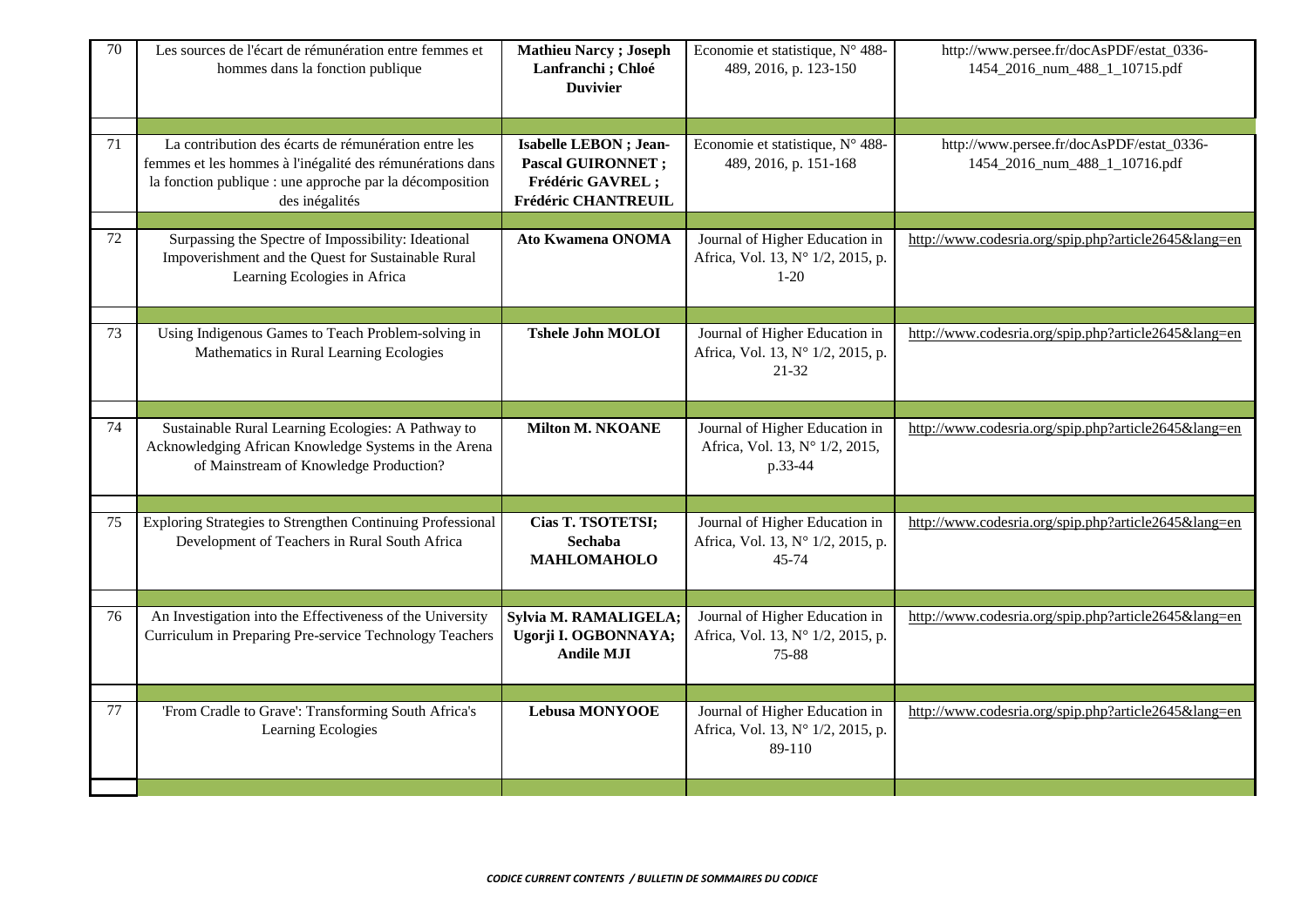| | | | | |
|---|---|---|---|---|
| 70 | Les sources de l'écart de rémunération entre femmes et hommes dans la fonction publique | **Mathieu Narcy ; Joseph Lanfranchi ; Chloé Duvivier** | Economie et statistique, N° 488-489, 2016, p. 123-150 | http://www.persee.fr/docAsPDF/estat_0336-1454_2016_num_488_1_10715.pdf |
| | | | | |
| 71 | La contribution des écarts de rémunération entre les femmes et les hommes à l'inégalité des rémunérations dans la fonction publique : une approche par la décomposition des inégalités | **Isabelle LEBON ; Jean-Pascal GUIRONNET ; Frédéric GAVREL ; Frédéric CHANTREUIL** | Economie et statistique, N° 488-489, 2016, p. 151-168 | http://www.persee.fr/docAsPDF/estat_0336-1454_2016_num_488_1_10716.pdf |
| | | | | |
| 72 | Surpassing the Spectre of Impossibility: Ideational Impoverishment and the Quest for Sustainable Rural Learning Ecologies in Africa | **Ato Kwamena ONOMA** | Journal of Higher Education in Africa, Vol. 13, N° 1/2, 2015, p. 1-20 | http://www.codesria.org/spip.php?article2645&lang=en |
| | | | | |
| 73 | Using Indigenous Games to Teach Problem-solving in Mathematics in Rural Learning Ecologies | **Tshele John MOLOI** | Journal of Higher Education in Africa, Vol. 13, N° 1/2, 2015, p. 21-32 | http://www.codesria.org/spip.php?article2645&lang=en |
| | | | | |
| 74 | Sustainable Rural Learning Ecologies: A Pathway to Acknowledging African Knowledge Systems in the Arena of Mainstream of Knowledge Production? | **Milton M. NKOANE** | Journal of Higher Education in Africa, Vol. 13, N° 1/2, 2015, p.33-44 | http://www.codesria.org/spip.php?article2645&lang=en |
| | | | | |
| 75 | Exploring Strategies to Strengthen Continuing Professional Development of Teachers in Rural South Africa | **Cias T. TSOTETSI; Sechaba MAHLOMAHOLO** | Journal of Higher Education in Africa, Vol. 13, N° 1/2, 2015, p. 45-74 | http://www.codesria.org/spip.php?article2645&lang=en |
| | | | | |
| 76 | An Investigation into the Effectiveness of the University Curriculum in Preparing Pre-service Technology Teachers | **Sylvia M. RAMALIGELA; Ugorji I. OGBONNAYA; Andile MJI** | Journal of Higher Education in Africa, Vol. 13, N° 1/2, 2015, p. 75-88 | http://www.codesria.org/spip.php?article2645&lang=en |
| | | | | |
| 77 | 'From Cradle to Grave': Transforming South Africa's Learning Ecologies | **Lebusa MONYOOE** | Journal of Higher Education in Africa, Vol. 13, N° 1/2, 2015, p. 89-110 | http://www.codesria.org/spip.php?article2645&lang=en |
| | | | | |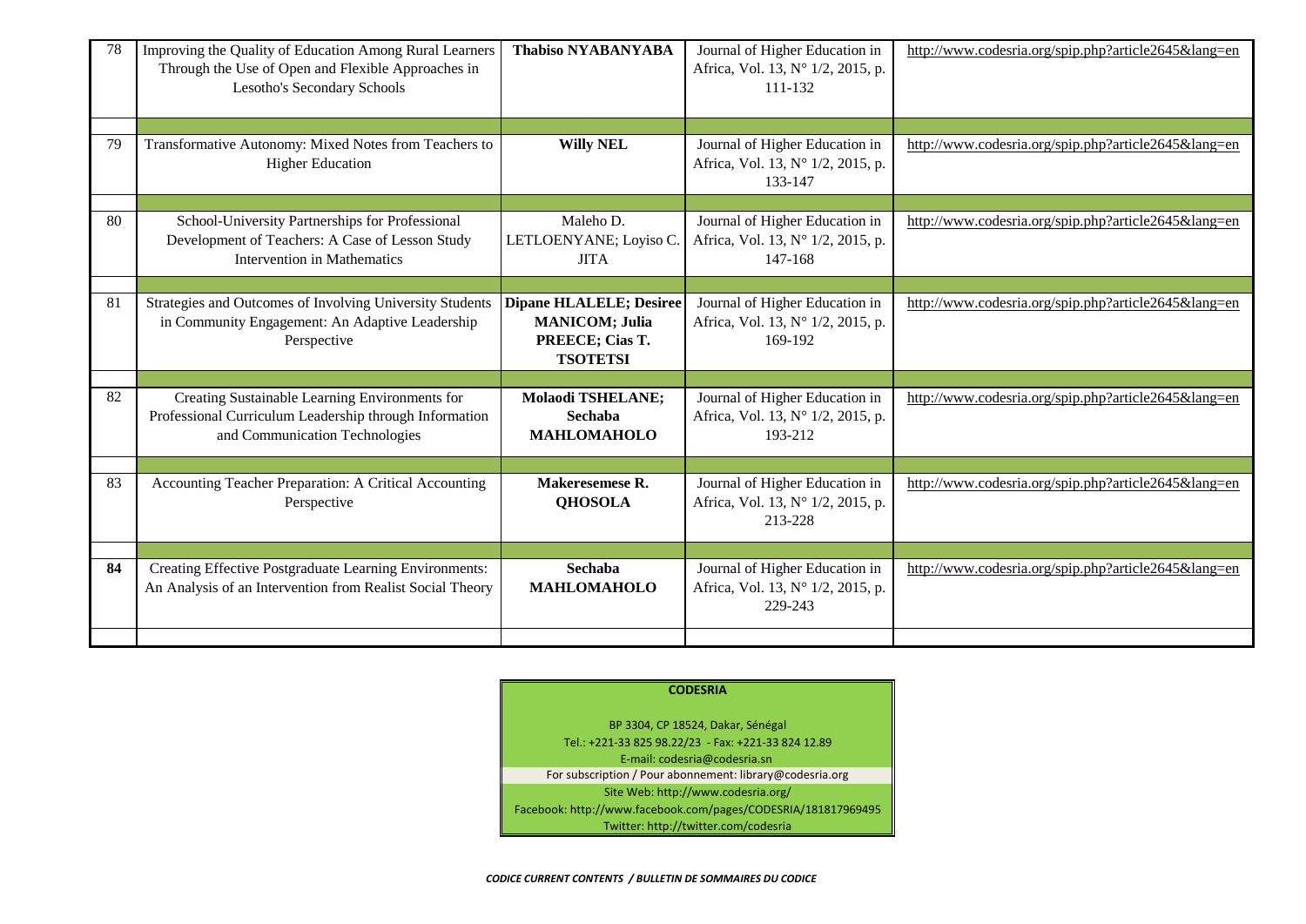| | | | | |
|---|---|---|---|---|
| 78 | Improving the Quality of Education Among Rural Learners Through the Use of Open and Flexible Approaches in Lesotho's Secondary Schools | **Thabiso NYABANYABA** | Journal of Higher Education in Africa, Vol. 13, N° 1/2, 2015, p. 111-132 | http://www.codesria.org/spip.php?article2645&lang=en |
| | | | | |
| 79 | Transformative Autonomy: Mixed Notes from Teachers to Higher Education | **Willy NEL** | Journal of Higher Education in Africa, Vol. 13, N° 1/2, 2015, p. 133-147 | http://www.codesria.org/spip.php?article2645&lang=en |
| | | | | |
| 80 | School-University Partnerships for Professional Development of Teachers: A Case of Lesson Study Intervention in Mathematics | Maleho D. LETLOENYANE; Loyiso C. JITA | Journal of Higher Education in Africa, Vol. 13, N° 1/2, 2015, p. 147-168 | http://www.codesria.org/spip.php?article2645&lang=en |
| | | | | |
| 81 | Strategies and Outcomes of Involving University Students in Community Engagement: An Adaptive Leadership Perspective | **Dipane HLALELE; Desiree MANICOM; Julia PREECE; Cias T. TSOTETSI** | Journal of Higher Education in Africa, Vol. 13, N° 1/2, 2015, p. 169-192 | http://www.codesria.org/spip.php?article2645&lang=en |
| | | | | |
| 82 | Creating Sustainable Learning Environments for Professional Curriculum Leadership through Information and Communication Technologies | **Molaodi TSHELANE; Sechaba MAHLOMAHOLO** | Journal of Higher Education in Africa, Vol. 13, N° 1/2, 2015, p. 193-212 | http://www.codesria.org/spip.php?article2645&lang=en |
| | | | | |
| 83 | Accounting Teacher Preparation: A Critical Accounting Perspective | **Makeresemese R. QHOSOLA** | Journal of Higher Education in Africa, Vol. 13, N° 1/2, 2015, p. 213-228 | http://www.codesria.org/spip.php?article2645&lang=en |
| | | | | |
| **84** | Creating Effective Postgraduate Learning Environments: An Analysis of an Intervention from Realist Social Theory | **Sechaba MAHLOMAHOLO** | Journal of Higher Education in Africa, Vol. 13, N° 1/2, 2015, p. 229-243 | http://www.codesria.org/spip.php?article2645&lang=en |
| | | | | |

**CODESRIA**

BP 3304, CP 18524, Dakar, Sénégal
Tel.: +221-33 825 98.22/23 - Fax: +221-33 824 12.89
E-mail: codesria@codesria.sn
For subscription / Pour abonnement: library@codesria.org
Site Web: http://www.codesria.org/
Facebook: http://www.facebook.com/pages/CODESRIA/181817969495
Twitter: http://twitter.com/codesria